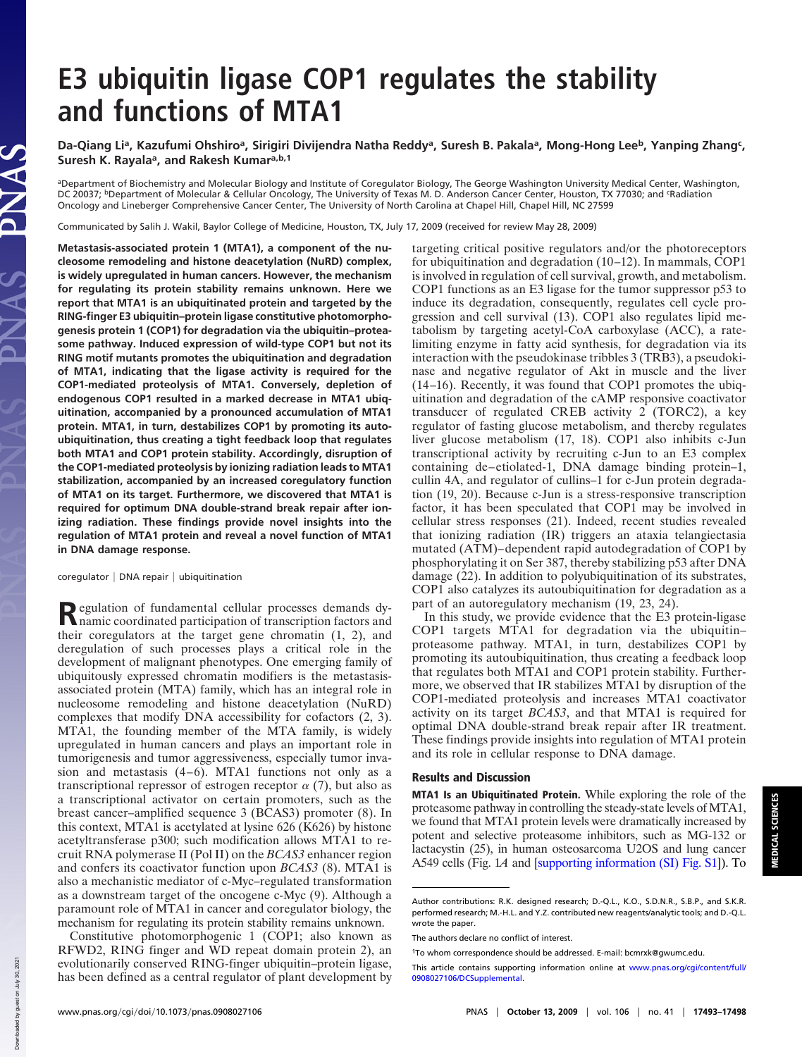# E3 ubiquitin ligase COP1 regulates the stability and functions of MTA1

Da-Qiang Li[a], Kazufumi Ohshiro[a], Sirigiri Divijendra Natha Reddy[a], Suresh B. Pakala[a], Mong-Hong Lee[b], Yanping Zhang[c], Suresh K. Rayala[a], and Rakesh Kumar[a,b,1]

[a]Department of Biochemistry and Molecular Biology and Institute of Coregulator Biology, The George Washington University Medical Center, Washington, DC 20037; [b]Department of Molecular & Cellular Oncology, The University of Texas M. D. Anderson Cancer Center, Houston, TX 77030; and [c]Radiation Oncology and Lineberger Comprehensive Cancer Center, The University of North Carolina at Chapel Hill, Chapel Hill, NC 27599

Communicated by Salih J. Wakil, Baylor College of Medicine, Houston, TX, July 17, 2009 (received for review May 28, 2009)

**Metastasis-associated protein 1 (MTA1), a component of the nucleosome remodeling and histone deacetylation (NuRD) complex, is widely upregulated in human cancers. However, the mechanism for regulating its protein stability remains unknown. Here we report that MTA1 is an ubiquitinated protein and targeted by the RING-finger E3 ubiquitin–protein ligase constitutive photomorphogenesis protein 1 (COP1) for degradation via the ubiquitin–proteasome pathway. Induced expression of wild-type COP1 but not its RING motif mutants promotes the ubiquitination and degradation of MTA1, indicating that the ligase activity is required for the COP1-mediated proteolysis of MTA1. Conversely, depletion of endogenous COP1 resulted in a marked decrease in MTA1 ubiquitination, accompanied by a pronounced accumulation of MTA1 protein. MTA1, in turn, destabilizes COP1 by promoting its autoubiquitination, thus creating a tight feedback loop that regulates both MTA1 and COP1 protein stability. Accordingly, disruption of the COP1-mediated proteolysis by ionizing radiation leads to MTA1 stabilization, accompanied by an increased coregulatory function of MTA1 on its target. Furthermore, we discovered that MTA1 is required for optimum DNA double-strand break repair after ionizing radiation. These findings provide novel insights into the regulation of MTA1 protein and reveal a novel function of MTA1 in DNA damage response.**

coregulator | DNA repair | ubiquitination

Regulation of fundamental cellular processes demands dynamic coordinated participation of transcription factors and their coregulators at the target gene chromatin (1, 2), and deregulation of such processes plays a critical role in the development of malignant phenotypes. One emerging family of ubiquitously expressed chromatin modifiers is the metastasis-associated protein (MTA) family, which has an integral role in nucleosome remodeling and histone deacetylation (NuRD) complexes that modify DNA accessibility for cofactors (2, 3). MTA1, the founding member of the MTA family, is widely upregulated in human cancers and plays an important role in tumorigenesis and tumor aggressiveness, especially tumor invasion and metastasis (4–6). MTA1 functions not only as a transcriptional repressor of estrogen receptor $\alpha$ (7), but also as a transcriptional activator on certain promoters, such as the breast cancer–amplified sequence 3 (BCAS3) promoter (8). In this context, MTA1 is acetylated at lysine 626 (K626) by histone acetyltransferase p300; such modification allows MTA1 to recruit RNA polymerase II (Pol II) on the *BCAS3* enhancer region and confers its coactivator function upon *BCAS3* (8). MTA1 is also a mechanistic mediator of c-Myc–regulated transformation as a downstream target of the oncogene c-Myc (9). Although a paramount role of MTA1 in cancer and coregulator biology, the mechanism for regulating its protein stability remains unknown.

Constitutive photomorphogenic 1 (COP1; also known as RFWD2, RING finger and WD repeat domain protein 2), an evolutionarily conserved RING-finger ubiquitin–protein ligase, has been defined as a central regulator of plant development by targeting critical positive regulators and/or the photoreceptors for ubiquitination and degradation (10–12). In mammals, COP1 is involved in regulation of cell survival, growth, and metabolism. COP1 functions as an E3 ligase for the tumor suppressor p53 to induce its degradation, consequently, regulates cell cycle progression and cell survival (13). COP1 also regulates lipid metabolism by targeting acetyl-CoA carboxylase (ACC), a rate-limiting enzyme in fatty acid synthesis, for degradation via its interaction with the pseudokinase tribbles 3 (TRB3), a pseudokinase and negative regulator of Akt in muscle and the liver (14–16). Recently, it was found that COP1 promotes the ubiquitination and degradation of the cAMP responsive coactivator transducer of regulated CREB activity 2 (TORC2), a key regulator of fasting glucose metabolism, and thereby regulates liver glucose metabolism (17, 18). COP1 also inhibits c-Jun transcriptional activity by recruiting c-Jun to an E3 complex containing de–etiolated-1, DNA damage binding protein–1, cullin 4A, and regulator of cullins–1 for c-Jun protein degradation (19, 20). Because c-Jun is a stress-responsive transcription factor, it has been speculated that COP1 may be involved in cellular stress responses (21). Indeed, recent studies revealed that ionizing radiation (IR) triggers an ataxia telangiectasia mutated (ATM)–dependent rapid autodegradation of COP1 by phosphorylating it on Ser 387, thereby stabilizing p53 after DNA damage (22). In addition to polyubiquitination of its substrates, COP1 also catalyzes its autoubiquitination for degradation as a part of an autoregulatory mechanism (19, 23, 24).

In this study, we provide evidence that the E3 protein-ligase COP1 targets MTA1 for degradation via the ubiquitin–proteasome pathway. MTA1, in turn, destabilizes COP1 by promoting its autoubiquitination, thus creating a feedback loop that regulates both MTA1 and COP1 protein stability. Furthermore, we observed that IR stabilizes MTA1 by disruption of the COP1-mediated proteolysis and increases MTA1 coactivator activity on its target *BCAS3*, and that MTA1 is required for optimal DNA double-strand break repair after IR treatment. These findings provide insights into regulation of MTA1 protein and its role in cellular response to DNA damage.

## Results and Discussion

**MTA1 Is an Ubiquitinated Protein.** While exploring the role of the proteasome pathway in controlling the steady-state levels of MTA1, we found that MTA1 protein levels were dramatically increased by potent and selective proteasome inhibitors, such as MG-132 or lactacystin (25), in human osteosarcoma U2OS and lung cancer A549 cells (Fig. 1*A* and [supporting information (SI) Fig. S1]). To

Author contributions: R.K. designed research; D.-Q.L., K.O., S.D.N.R., S.B.P., and S.K.R. performed research; M.-H.L. and Y.Z. contributed new reagents/analytic tools; and D.-Q.L. wrote the paper.

The authors declare no conflict of interest.

[1]To whom correspondence should be addressed. E-mail: bcmrxk@gwumc.edu.

This article contains supporting information online at www.pnas.org/cgi/content/full/0908027106/DCSupplemental.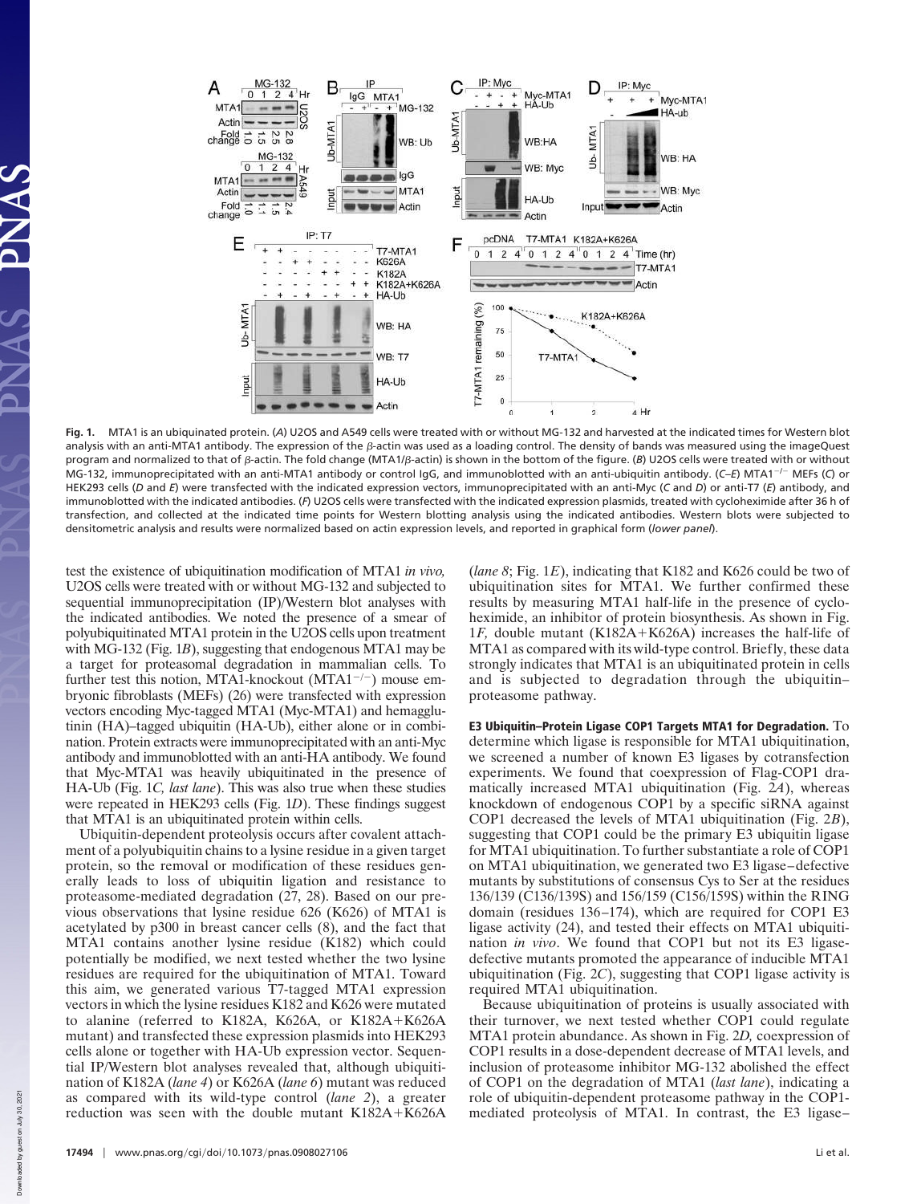**Fig. 1.** MTA1 is an ubiquinated protein. (*A*) U2OS and A549 cells were treated with or without MG-132 and harvested at the indicated times for Western blot analysis with an anti-MTA1 antibody. The expression of the β-actin was used as a loading control. The density of bands was measured using the imageQuest program and normalized to that of β-actin. The fold change (MTA1/β-actin) is shown in the bottom of the figure. (*B*) U2OS cells were treated with or without MG-132, immunoprecipitated with an anti-MTA1 antibody or control IgG, and immunoblotted with an anti-ubiquitin antibody. (*C–E*) MTA1$^{-/-}$ MEFs (*C*) or HEK293 cells (*D* and *E*) were transfected with the indicated expression vectors, immunoprecipitated with an anti-Myc (*C* and *D*) or anti-T7 (*E*) antibody, and immunoblotted with the indicated antibodies. (*F*) U2OS cells were transfected with the indicated expression plasmids, treated with cycloheximide after 36 h of transfection, and collected at the indicated time points for Western blotting analysis using the indicated antibodies. Western blots were subjected to densitometric analysis and results were normalized based on actin expression levels, and reported in graphical form (*lower panel*).

test the existence of ubiquitination modification of MTA1 *in vivo,* U2OS cells were treated with or without MG-132 and subjected to sequential immunoprecipitation (IP)/Western blot analyses with the indicated antibodies. We noted the presence of a smear of polyubiquitinated MTA1 protein in the U2OS cells upon treatment with MG-132 (Fig. 1*B*), suggesting that endogenous MTA1 may be a target for proteasomal degradation in mammalian cells. To further test this notion, MTA1-knockout (MTA1$^{-/-}$) mouse embryonic fibroblasts (MEFs) (26) were transfected with expression vectors encoding Myc-tagged MTA1 (Myc-MTA1) and hemagglutinin (HA)-tagged ubiquitin (HA-Ub), either alone or in combination. Protein extracts were immunoprecipitated with an anti-Myc antibody and immunoblotted with an anti-HA antibody. We found that Myc-MTA1 was heavily ubiquitinated in the presence of HA-Ub (Fig. 1*C, last lane*). This was also true when these studies were repeated in HEK293 cells (Fig. 1*D*). These findings suggest that MTA1 is an ubiquitinated protein within cells.

Ubiquitin-dependent proteolysis occurs after covalent attachment of a polyubiquitin chains to a lysine residue in a given target protein, so the removal or modification of these residues generally leads to loss of ubiquitin ligation and resistance to proteasome-mediated degradation (27, 28). Based on our previous observations that lysine residue 626 (K626) of MTA1 is acetylated by p300 in breast cancer cells (8), and the fact that MTA1 contains another lysine residue (K182) which could potentially be modified, we next tested whether the two lysine residues are required for the ubiquitination of MTA1. Toward this aim, we generated various T7-tagged MTA1 expression vectors in which the lysine residues K182 and K626 were mutated to alanine (referred to K182A, K626A, or K182A+K626A mutant) and transfected these expression plasmids into HEK293 cells alone or together with HA-Ub expression vector. Sequential IP/Western blot analyses revealed that, although ubiquitination of K182A (*lane 4*) or K626A (*lane 6*) mutant was reduced as compared with its wild-type control (*lane 2*), a greater reduction was seen with the double mutant K182A+K626A (*lane 8*; Fig. 1*E*), indicating that K182 and K626 could be two of ubiquitination sites for MTA1. We further confirmed these results by measuring MTA1 half-life in the presence of cycloheximide, an inhibitor of protein biosynthesis. As shown in Fig. 1*F,* double mutant (K182A+K626A) increases the half-life of MTA1 as compared with its wild-type control. Briefly, these data strongly indicates that MTA1 is an ubiquitinated protein in cells and is subjected to degradation through the ubiquitin–proteasome pathway.

**E3 Ubiquitin–Protein Ligase COP1 Targets MTA1 for Degradation.** To determine which ligase is responsible for MTA1 ubiquitination, we screened a number of known E3 ligases by cotransfection experiments. We found that coexpression of Flag-COP1 dramatically increased MTA1 ubiquitination (Fig. 2*A*), whereas knockdown of endogenous COP1 by a specific siRNA against COP1 decreased the levels of MTA1 ubiquitination (Fig. 2*B*), suggesting that COP1 could be the primary E3 ubiquitin ligase for MTA1 ubiquitination. To further substantiate a role of COP1 on MTA1 ubiquitination, we generated two E3 ligase–defective mutants by substitutions of consensus Cys to Ser at the residues 136/139 (C136/139S) and 156/159 (C156/159S) within the RING domain (residues 136–174), which are required for COP1 E3 ligase activity (24), and tested their effects on MTA1 ubiquitination *in vivo*. We found that COP1 but not its E3 ligase-defective mutants promoted the appearance of inducible MTA1 ubiquitination (Fig. 2*C*), suggesting that COP1 ligase activity is required MTA1 ubiquitination.

Because ubiquitination of proteins is usually associated with their turnover, we next tested whether COP1 could regulate MTA1 protein abundance. As shown in Fig. 2*D,* coexpression of COP1 results in a dose-dependent decrease of MTA1 levels, and inclusion of proteasome inhibitor MG-132 abolished the effect of COP1 on the degradation of MTA1 (*last lane*), indicating a role of ubiquitin-dependent proteasome pathway in the COP1-mediated proteolysis of MTA1. In contrast, the E3 ligase–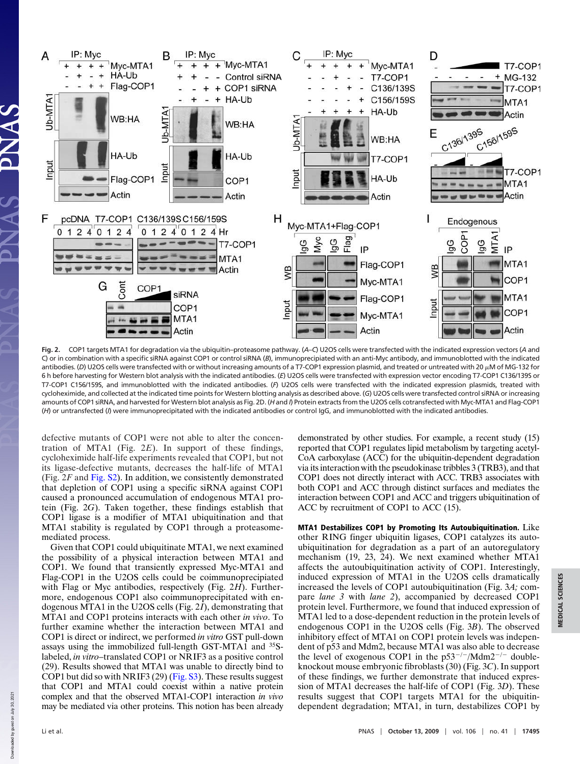**Fig. 2.** COP1 targets MTA1 for degradation via the ubiquitin–proteasome pathway. (*A*–*C*) U2OS cells were transfected with the indicated expression vectors (*A* and *C*) or in combination with a specific siRNA against COP1 or control siRNA (*B*), immunoprecipitated with an anti-Myc antibody, and immunoblotted with the indicated antibodies. (*D*) U2OS cells were transfected with or without increasing amounts of a T7-COP1 expression plasmid, and treated or untreated with 20 μM of MG-132 for 6 h before harvesting for Western blot analysis with the indicated antibodies. (*E*) U2OS cells were transfected with expression vector encoding T7-COP1 C136/139S or T7-COP1 C156/159S, and immunoblotted with the indicated antibodies. (*F*) U2OS cells were transfected with the indicated expression plasmids, treated with cycloheximide, and collected at the indicated time points for Western blotting analysis as described above. (*G*) U2OS cells were transfected control siRNA or increasing amounts of COP1 siRNA, and harvested for Western blot analysis as Fig. 2D. (*H* and *I*) Protein extracts from the U2OS cells cotransfected with Myc-MTA1 and Flag-COP1 (*H*) or untransfected (*I*) were immunoprecipitated with the indicated antibodies or control IgG, and immunoblotted with the indicated antibodies.

defective mutants of COP1 were not able to alter the concentration of MTA1 (Fig. 2*E*). In support of these findings, cycloheximide half-life experiments revealed that COP1, but not its ligase-defective mutants, decreases the half-life of MTA1 (Fig. 2*F* and Fig. S2). In addition, we consistently demonstrated that depletion of COP1 using a specific siRNA against COP1 caused a pronounced accumulation of endogenous MTA1 protein (Fig. 2*G*). Taken together, these findings establish that COP1 ligase is a modifier of MTA1 ubiquitination and that MTA1 stability is regulated by COP1 through a proteasome-mediated process.

Given that COP1 could ubiquitinate MTA1, we next examined the possibility of a physical interaction between MTA1 and COP1. We found that transiently expressed Myc-MTA1 and Flag-COP1 in the U2OS cells could be coimmunoprecipitated with Flag or Myc antibodies, respectively (Fig. 2*H*). Furthermore, endogenous COP1 also coimmunoprecipitated with endogenous MTA1 in the U2OS cells (Fig. 2*I*), demonstrating that MTA1 and COP1 proteins interacts with each other *in vivo*. To further examine whether the interaction between MTA1 and COP1 is direct or indirect, we performed *in vitro* GST pull-down assays using the immobilized full-length GST-MTA1 and $^{35}$S-labeled, *in vitro*–translated COP1 or NRIF3 as a positive control (29). Results showed that MTA1 was unable to directly bind to COP1 but did so with NRIF3 (29) (Fig. S3). These results suggest that COP1 and MTA1 could coexist within a native protein complex and that the observed MTA1-COP1 interaction *in vivo* may be mediated via other proteins. This notion has been already demonstrated by other studies. For example, a recent study (15) reported that COP1 regulates lipid metabolism by targeting acetyl-CoA carboxylase (ACC) for the ubiquitin-dependent degradation via its interaction with the pseudokinase tribbles 3 (TRB3), and that COP1 does not directly interact with ACC. TRB3 associates with both COP1 and ACC through distinct surfaces and mediates the interaction between COP1 and ACC and triggers ubiquitination of ACC by recruitment of COP1 to ACC (15).

**MTA1 Destabilizes COP1 by Promoting Its Autoubiquitination.** Like other RING finger ubiquitin ligases, COP1 catalyzes its autoubiquitination for degradation as a part of an autoregulatory mechanism (19, 23, 24). We next examined whether MTA1 affects the autoubiquitination activity of COP1. Interestingly, induced expression of MTA1 in the U2OS cells dramatically increased the levels of COP1 autoubiquitination (Fig. 3*A*; compare *lane 3* with *lane 2*), accompanied by decreased COP1 protein level. Furthermore, we found that induced expression of MTA1 led to a dose-dependent reduction in the protein levels of endogenous COP1 in the U2OS cells (Fig. 3*B*). The observed inhibitory effect of MTA1 on COP1 protein levels was independent of p53 and Mdm2, because MTA1 was also able to decrease the level of exogenous COP1 in the p53$^{-/-}$/Mdm2$^{-/-}$ double-knockout mouse embryonic fibroblasts (30) (Fig. 3*C*). In support of these findings, we further demonstrate that induced expression of MTA1 decreases the half-life of COP1 (Fig. 3*D*). These results suggest that COP1 targets MTA1 for the ubiquitin-dependent degradation; MTA1, in turn, destabilizes COP1 by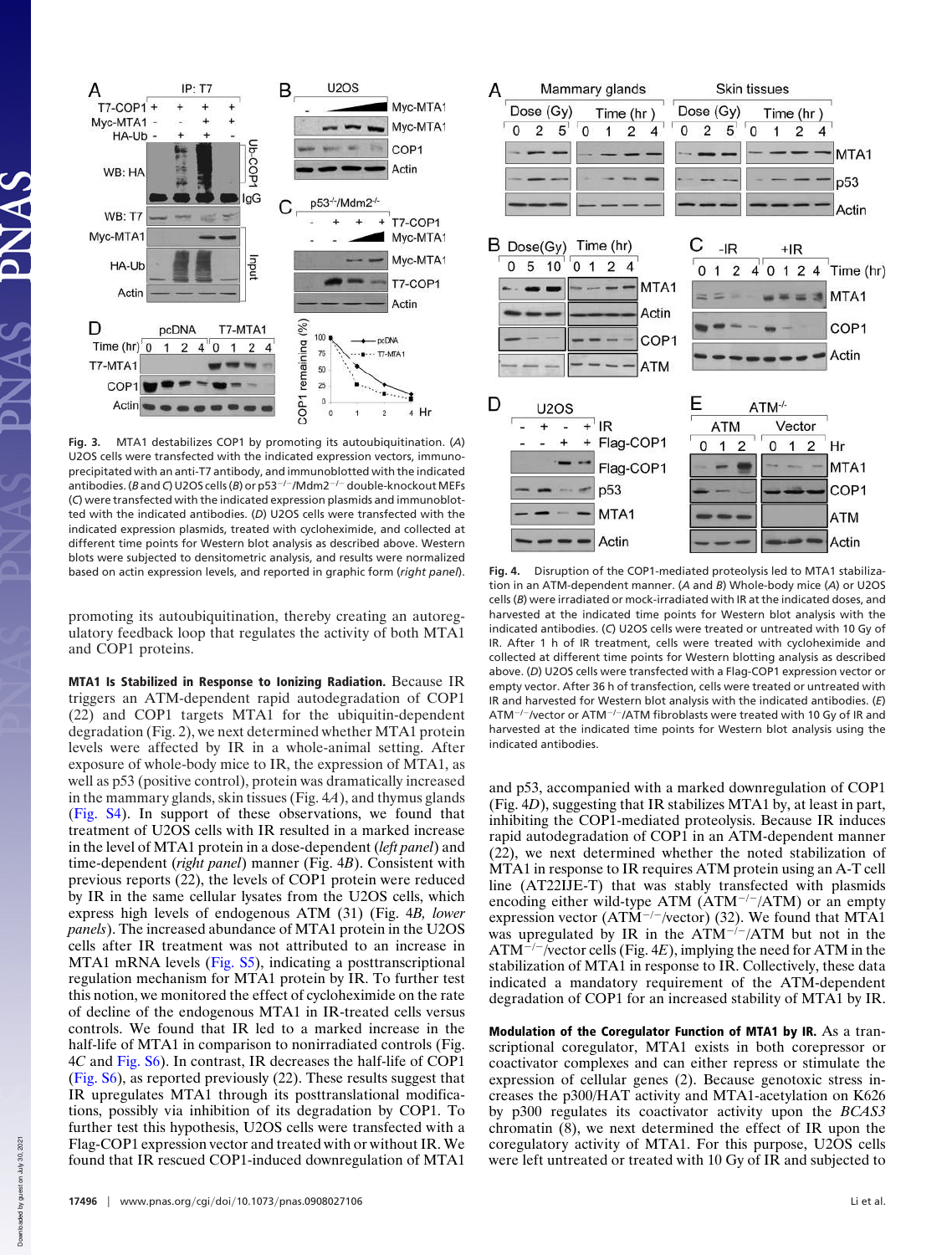**Fig. 3.** MTA1 destabilizes COP1 by promoting its autoubiquitination. (*A*) U2OS cells were transfected with the indicated expression vectors, immunoprecipitated with an anti-T7 antibody, and immunoblotted with the indicated antibodies. (*B* and *C*) U2OS cells (*B*) or p53$^{-/-}$/Mdm2$^{-/-}$ double-knockout MEFs (*C*) were transfected with the indicated expression plasmids and immunoblotted with the indicated antibodies. (*D*) U2OS cells were transfected with the indicated expression plasmids, treated with cycloheximide, and collected at different time points for Western blot analysis as described above. Western blots were subjected to densitometric analysis, and results were normalized based on actin expression levels, and reported in graphic form (*right panel*).

promoting its autoubiquitination, thereby creating an autoregulatory feedback loop that regulates the activity of both MTA1 and COP1 proteins.

**MTA1 Is Stabilized in Response to Ionizing Radiation.** Because IR triggers an ATM-dependent rapid autodegradation of COP1 (22) and COP1 targets MTA1 for the ubiquitin-dependent degradation (Fig. 2), we next determined whether MTA1 protein levels were affected by IR in a whole-animal setting. After exposure of whole-body mice to IR, the expression of MTA1, as well as p53 (positive control), protein was dramatically increased in the mammary glands, skin tissues (Fig. 4*A*), and thymus glands (Fig. S4). In support of these observations, we found that treatment of U2OS cells with IR resulted in a marked increase in the level of MTA1 protein in a dose-dependent (*left panel*) and time-dependent (*right panel*) manner (Fig. 4*B*). Consistent with previous reports (22), the levels of COP1 protein were reduced by IR in the same cellular lysates from the U2OS cells, which express high levels of endogenous ATM (31) (Fig. 4*B, lower panels*). The increased abundance of MTA1 protein in the U2OS cells after IR treatment was not attributed to an increase in MTA1 mRNA levels (Fig. S5), indicating a posttranscriptional regulation mechanism for MTA1 protein by IR. To further test this notion, we monitored the effect of cycloheximide on the rate of decline of the endogenous MTA1 in IR-treated cells versus controls. We found that IR led to a marked increase in the half-life of MTA1 in comparison to nonirradiated controls (Fig. 4*C* and Fig. S6). In contrast, IR decreases the half-life of COP1 (Fig. S6), as reported previously (22). These results suggest that IR upregulates MTA1 through its posttranslational modifications, possibly via inhibition of its degradation by COP1. To further test this hypothesis, U2OS cells were transfected with a Flag-COP1 expression vector and treated with or without IR. We found that IR rescued COP1-induced downregulation of MTA1 and p53, accompanied with a marked downregulation of COP1 (Fig. 4*D*), suggesting that IR stabilizes MTA1 by, at least in part, inhibiting the COP1-mediated proteolysis. Because IR induces rapid autodegradation of COP1 in an ATM-dependent manner (22), we next determined whether the noted stabilization of MTA1 in response to IR requires ATM protein using an A-T cell line (AT22IJE-T) that was stably transfected with plasmids encoding either wild-type ATM (ATM$^{-/-}$/ATM) or an empty expression vector (ATM$^{-/-}$/vector) (32). We found that MTA1 was upregulated by IR in the ATM$^{-/-}$/ATM but not in the ATM$^{-/-}$/vector cells (Fig. 4*E*), implying the need for ATM in the stabilization of MTA1 in response to IR. Collectively, these data indicated a mandatory requirement of the ATM-dependent degradation of COP1 for an increased stability of MTA1 by IR.

**Fig. 4.** Disruption of the COP1-mediated proteolysis led to MTA1 stabilization in an ATM-dependent manner. (*A* and *B*) Whole-body mice (*A*) or U2OS cells (*B*) were irradiated or mock-irradiated with IR at the indicated doses, and harvested at the indicated time points for Western blot analysis with the indicated antibodies. (*C*) U2OS cells were treated or untreated with 10 Gy of IR. After 1 h of IR treatment, cells were treated with cycloheximide and collected at different time points for Western blotting analysis as described above. (*D*) U2OS cells were transfected with a Flag-COP1 expression vector or empty vector. After 36 h of transfection, cells were treated or untreated with IR and harvested for Western blot analysis with the indicated antibodies. (*E*) ATM$^{-/-}$/vector or ATM$^{-/-}$/ATM fibroblasts were treated with 10 Gy of IR and harvested at the indicated time points for Western blot analysis using the indicated antibodies.

**Modulation of the Coregulator Function of MTA1 by IR.** As a transcriptional coregulator, MTA1 exists in both corepressor or coactivator complexes and can either repress or stimulate the expression of cellular genes (2). Because genotoxic stress increases the p300/HAT activity and MTA1-acetylation on K626 by p300 regulates its coactivator activity upon the *BCAS3* chromatin (8), we next determined the effect of IR upon the coregulatory activity of MTA1. For this purpose, U2OS cells were left untreated or treated with 10 Gy of IR and subjected to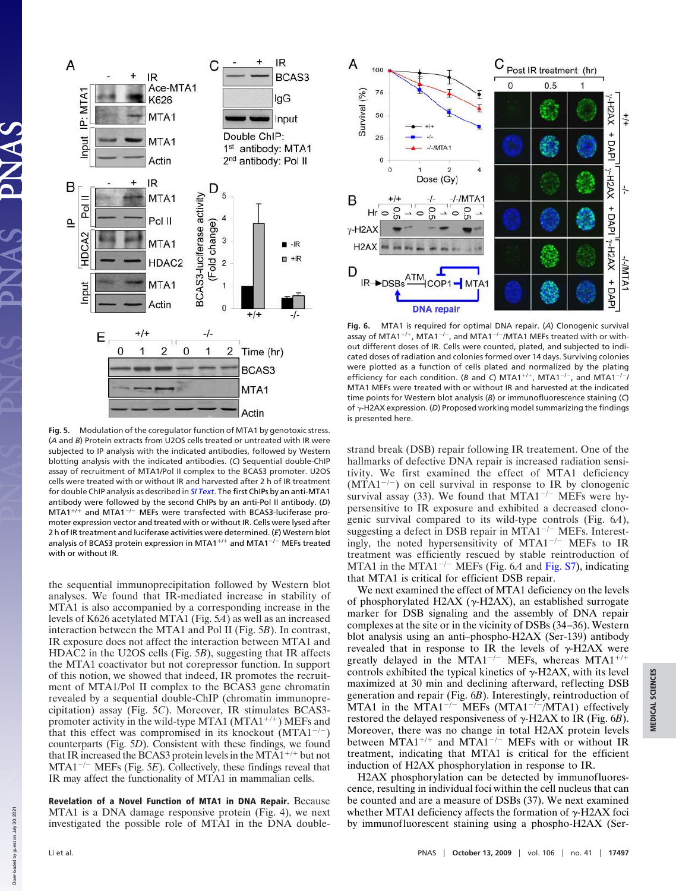**Fig. 5.** Modulation of the coregulator function of MTA1 by genotoxic stress. (*A* and *B*) Protein extracts from U2OS cells treated or untreated with IR were subjected to IP analysis with the indicated antibodies, followed by Western blotting analysis with the indicated antibodies. (*C*) Sequential double-ChIP assay of recruitment of MTA1/Pol II complex to the BCAS3 promoter. U2OS cells were treated with or without IR and harvested after 2 h of IR treatment for double ChIP analysis as described in *SI Text*. The first ChIPs by an anti-MTA1 antibody were followed by the second ChIPs by an anti-Pol II antibody. (*D*) MTA1$^{+/+}$ and MTA1$^{-/-}$ MEFs were transfected with BCAS3-luciferase promoter expression vector and treated with or without IR. Cells were lysed after 2 h of IR treatment and luciferase activities were determined. (*E*) Western blot analysis of BCAS3 protein expression in MTA1$^{+/+}$ and MTA1$^{-/-}$ MEFs treated with or without IR.

the sequential immunoprecipitation followed by Western blot analyses. We found that IR-mediated increase in stability of MTA1 is also accompanied by a corresponding increase in the levels of K626 acetylated MTA1 (Fig. 5*A*) as well as an increased interaction between the MTA1 and Pol II (Fig. 5*B*). In contrast, IR exposure does not affect the interaction between MTA1 and HDAC2 in the U2OS cells (Fig. 5*B*), suggesting that IR affects the MTA1 coactivator but not corepressor function. In support of this notion, we showed that indeed, IR promotes the recruitment of MTA1/Pol II complex to the BCAS3 gene chromatin revealed by a sequential double-ChIP (chromatin immunoprecipitation) assay (Fig. 5*C*). Moreover, IR stimulates BCAS3-promoter activity in the wild-type MTA1 (MTA1$^{+/+}$) MEFs and that this effect was compromised in its knockout (MTA1$^{-/-}$) counterparts (Fig. 5*D*). Consistent with these findings, we found that IR increased the BCAS3 protein levels in the MTA1$^{+/+}$ but not MTA1$^{-/-}$ MEFs (Fig. 5*E*). Collectively, these findings reveal that IR may affect the functionality of MTA1 in mammalian cells.

**Revelation of a Novel Function of MTA1 in DNA Repair.** Because MTA1 is a DNA damage responsive protein (Fig. 4), we next investigated the possible role of MTA1 in the DNA double-strand break (DSB) repair following IR treatement. One of the hallmarks of defective DNA repair is increased radiation sensitivity. We first examined the effect of MTA1 deficiency (MTA1$^{-/-}$) on cell survival in response to IR by clonogenic survival assay (33). We found that MTA1$^{-/-}$ MEFs were hypersensitive to IR exposure and exhibited a decreased clonogenic survival compared to its wild-type controls (Fig. 6*A*), suggesting a defect in DSB repair in MTA1$^{-/-}$ MEFs. Interestingly, the noted hypersensitivity of MTA1$^{-/-}$ MEFs to IR treatment was efficiently rescued by stable reintroduction of MTA1 in the MTA1$^{-/-}$ MEFs (Fig. 6*A* and Fig. S7), indicating that MTA1 is critical for efficient DSB repair.

We next examined the effect of MTA1 deficiency on the levels of phosphorylated H2AX (γ-H2AX), an established surrogate marker for DSB signaling and the assembly of DNA repair complexes at the site or in the vicinity of DSBs (34–36). Western blot analysis using an anti-phospho-H2AX (Ser-139) antibody revealed that in response to IR the levels of γ-H2AX were greatly delayed in the MTA1$^{-/-}$ MEFs, whereas MTA1$^{+/+}$ controls exhibited the typical kinetics of γ-H2AX, with its level maximized at 30 min and declining afterward, reflecting DSB generation and repair (Fig. 6*B*). Interestingly, reintroduction of MTA1 in the MTA1$^{-/-}$ MEFs (MTA1$^{-/-}$/MTA1) effectively restored the delayed responsiveness of γ-H2AX to IR (Fig. 6*B*). Moreover, there was no change in total H2AX protein levels between MTA1$^{+/+}$ and MTA1$^{-/-}$ MEFs with or without IR treatment, indicating that MTA1 is critical for the efficient induction of H2AX phosphorylation in response to IR.

H2AX phosphorylation can be detected by immunofluorescence, resulting in individual foci within the cell nucleus that can be counted and are a measure of DSBs (37). We next examined whether MTA1 deficiency affects the formation of γ-H2AX foci by immunofluorescent staining using a phospho-H2AX (Ser-

**Fig. 6.** MTA1 is required for optimal DNA repair. (*A*) Clonogenic survival assay of MTA1$^{+/+}$, MTA1$^{-/-}$, and MTA1$^{-/-}$/MTA1 MEFs treated with or without different doses of IR. Cells were counted, plated, and subjected to indicated doses of radiation and colonies formed over 14 days. Surviving colonies were plotted as a function of cells plated and normalized by the plating efficiency for each condition. (*B* and *C*) MTA1$^{+/+}$, MTA1$^{-/-}$, and MTA1$^{-/-}$/MTA1 MEFs were treated with or without IR and harvested at the indicated time points for Western blot analysis (*B*) or immunofluorescence staining (*C*) of γ-H2AX expression. (*D*) Proposed working model summarizing the findings is presented here.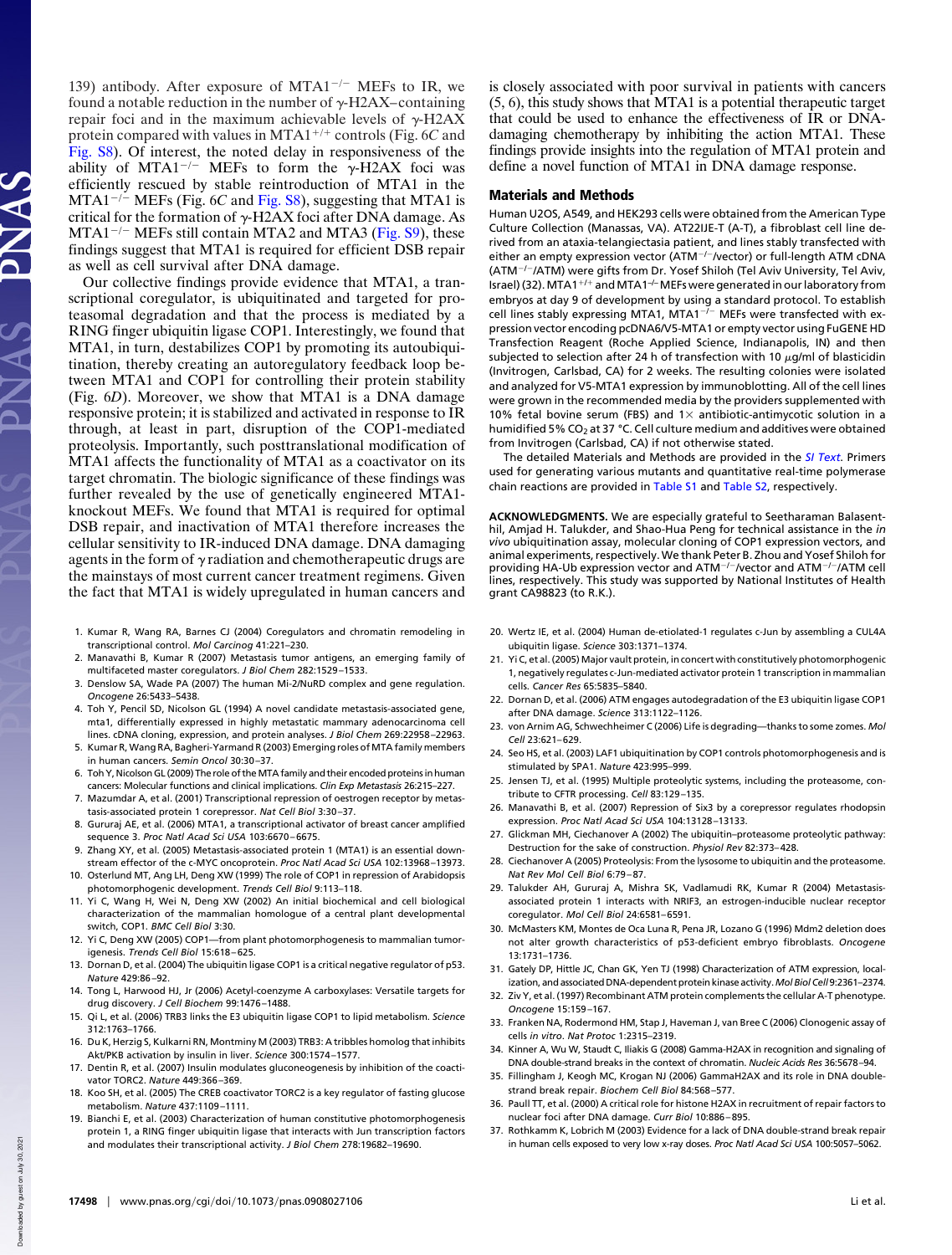139) antibody. After exposure of MTA1$^{-/-}$ MEFs to IR, we found a notable reduction in the number of γ-H2AX–containing repair foci and in the maximum achievable levels of γ-H2AX protein compared with values in MTA1$^{+/+}$ controls (Fig. 6C and Fig. S8). Of interest, the noted delay in responsiveness of the ability of MTA1$^{-/-}$ MEFs to form the γ-H2AX foci was efficiently rescued by stable reintroduction of MTA1 in the MTA1$^{-/-}$ MEFs (Fig. 6C and Fig. S8), suggesting that MTA1 is critical for the formation of γ-H2AX foci after DNA damage. As MTA1$^{-/-}$ MEFs still contain MTA2 and MTA3 (Fig. S9), these findings suggest that MTA1 is required for efficient DSB repair as well as cell survival after DNA damage.

Our collective findings provide evidence that MTA1, a transcriptional coregulator, is ubiquitinated and targeted for proteasomal degradation and that the process is mediated by a RING finger ubiquitin ligase COP1. Interestingly, we found that MTA1, in turn, destabilizes COP1 by promoting its autoubiquitination, thereby creating an autoregulatory feedback loop between MTA1 and COP1 for controlling their protein stability (Fig. 6D). Moreover, we show that MTA1 is a DNA damage responsive protein; it is stabilized and activated in response to IR through, at least in part, disruption of the COP1-mediated proteolysis. Importantly, such posttranslational modification of MTA1 affects the functionality of MTA1 as a coactivator on its target chromatin. The biologic significance of these findings was further revealed by the use of genetically engineered MTA1-knockout MEFs. We found that MTA1 is required for optimal DSB repair, and inactivation of MTA1 therefore increases the cellular sensitivity to IR-induced DNA damage. DNA damaging agents in the form of γ radiation and chemotherapeutic drugs are the mainstays of most current cancer treatment regimens. Given the fact that MTA1 is widely upregulated in human cancers and is closely associated with poor survival in patients with cancers (5, 6), this study shows that MTA1 is a potential therapeutic target that could be used to enhance the effectiveness of IR or DNA-damaging chemotherapy by inhibiting the action MTA1. These findings provide insights into the regulation of MTA1 protein and define a novel function of MTA1 in DNA damage response.

## Materials and Methods

Human U2OS, A549, and HEK293 cells were obtained from the American Type Culture Collection (Manassas, VA). AT22IJE-T (A-T), a fibroblast cell line derived from an ataxia-telangiectasia patient, and lines stably transfected with either an empty expression vector (ATM$^{-/-}$/vector) or full-length ATM cDNA (ATM$^{-/-}$/ATM) were gifts from Dr. Yosef Shiloh (Tel Aviv University, Tel Aviv, Israel) (32). MTA1$^{+/+}$ and MTA1$^{-/-}$ MEFs were generated in our laboratory from embryos at day 9 of development by using a standard protocol. To establish cell lines stably expressing MTA1, MTA1$^{-/-}$ MEFs were transfected with expression vector encoding pcDNA6/V5-MTA1 or empty vector using FuGENE HD Transfection Reagent (Roche Applied Science, Indianapolis, IN) and then subjected to selection after 24 h of transfection with 10 μg/ml of blasticidin (Invitrogen, Carlsbad, CA) for 2 weeks. The resulting colonies were isolated and analyzed for V5-MTA1 expression by immunoblotting. All of the cell lines were grown in the recommended media by the providers supplemented with 10% fetal bovine serum (FBS) and 1× antibiotic-antimycotic solution in a humidified 5% $CO_2$ at 37 °C. Cell culture medium and additives were obtained from Invitrogen (Carlsbad, CA) if not otherwise stated.

The detailed Materials and Methods are provided in the *SI Text*. Primers used for generating various mutants and quantitative real-time polymerase chain reactions are provided in Table S1 and Table S2, respectively.

**ACKNOWLEDGMENTS.** We are especially grateful to Seetharaman Balasenthil, Amjad H. Talukder, and Shao-Hua Peng for technical assistance in the *in vivo* ubiquitination assay, molecular cloning of COP1 expression vectors, and animal experiments, respectively. We thank Peter B. Zhou and Yosef Shiloh for providing HA-Ub expression vector and ATM$^{-/-}$/vector and ATM$^{-/-}$/ATM cell lines, respectively. This study was supported by National Institutes of Health grant CA98823 (to R.K.).

1. Kumar R, Wang RA, Barnes CJ (2004) Coregulators and chromatin remodeling in transcriptional control. *Mol Carcinog* 41:221–230.
2. Manavathi B, Kumar R (2007) Metastasis tumor antigens, an emerging family of multifaceted master coregulators. *J Biol Chem* 282:1529–1533.
3. Denslow SA, Wade PA (2007) The human Mi-2/NuRD complex and gene regulation. *Oncogene* 26:5433–5438.
4. Toh Y, Pencil SD, Nicolson GL (1994) A novel candidate metastasis-associated gene, mta1, differentially expressed in highly metastatic mammary adenocarcinoma cell lines. cDNA cloning, expression, and protein analyses. *J Biol Chem* 269:22958–22963.
5. Kumar R, Wang RA, Bagheri-Yarmand R (2003) Emerging roles of MTA family members in human cancers. *Semin Oncol* 30:30–37.
6. Toh Y, Nicolson GL (2009) The role of the MTA family and their encoded proteins in human cancers: Molecular functions and clinical implications. *Clin Exp Metastasis* 26:215–227.
7. Mazumdar A, et al. (2001) Transcriptional repression of oestrogen receptor by metastasis-associated protein 1 corepressor. *Nat Cell Biol* 3:30–37.
8. Gururaj AE, et al. (2006) MTA1, a transcriptional activator of breast cancer amplified sequence 3. *Proc Natl Acad Sci USA* 103:6670–6675.
9. Zhang XY, et al. (2005) Metastasis-associated protein 1 (MTA1) is an essential downstream effector of the c-MYC oncoprotein. *Proc Natl Acad Sci USA* 102:13968–13973.
10. Osterlund MT, Ang LH, Deng XW (1999) The role of COP1 in repression of Arabidopsis photomorphogenic development. *Trends Cell Biol* 9:113–118.
11. Yi C, Wang H, Wei N, Deng XW (2002) An initial biochemical and cell biological characterization of the mammalian homologue of a central plant developmental switch, COP1. *BMC Cell Biol* 3:30.
12. Yi C, Deng XW (2005) COP1—from plant photomorphogenesis to mammalian tumorigenesis. *Trends Cell Biol* 15:618–625.
13. Dornan D, et al. (2004) The ubiquitin ligase COP1 is a critical negative regulator of p53. *Nature* 429:86–92.
14. Tong L, Harwood HJ, Jr (2006) Acetyl-coenzyme A carboxylases: Versatile targets for drug discovery. *J Cell Biochem* 99:1476–1488.
15. Qi L, et al. (2006) TRB3 links the E3 ubiquitin ligase COP1 to lipid metabolism. *Science* 312:1763–1766.
16. Du K, Herzig S, Kulkarni RN, Montminy M (2003) TRB3: A tribbles homolog that inhibits Akt/PKB activation by insulin in liver. *Science* 300:1574–1577.
17. Dentin R, et al. (2007) Insulin modulates gluconeogenesis by inhibition of the coactivator TORC2. *Nature* 449:366–369.
18. Koo SH, et al. (2005) The CREB coactivator TORC2 is a key regulator of fasting glucose metabolism. *Nature* 437:1109–1111.
19. Bianchi E, et al. (2003) Characterization of human constitutive photomorphogenesis protein 1, a RING finger ubiquitin ligase that interacts with Jun transcription factors and modulates their transcriptional activity. *J Biol Chem* 278:19682–19690.
20. Wertz IE, et al. (2004) Human de-etiolated-1 regulates c-Jun by assembling a CUL4A ubiquitin ligase. *Science* 303:1371–1374.
21. Yi C, et al. (2005) Major vault protein, in concert with constitutively photomorphogenic 1, negatively regulates c-Jun-mediated activator protein 1 transcription in mammalian cells. *Cancer Res* 65:5835–5840.
22. Dornan D, et al. (2006) ATM engages autodegradation of the E3 ubiquitin ligase COP1 after DNA damage. *Science* 313:1122–1126.
23. von Arnim AG, Schwechheimer C (2006) Life is degrading—thanks to some zomes. *Mol Cell* 23:621–629.
24. Seo HS, et al. (2003) LAF1 ubiquitination by COP1 controls photomorphogenesis and is stimulated by SPA1. *Nature* 423:995–999.
25. Jensen TJ, et al. (1995) Multiple proteolytic systems, including the proteasome, contribute to CFTR processing. *Cell* 83:129–135.
26. Manavathi B, et al. (2007) Repression of Six3 by a corepressor regulates rhodopsin expression. *Proc Natl Acad Sci USA* 104:13128–13133.
27. Glickman MH, Ciechanover A (2002) The ubiquitin-proteasome proteolytic pathway: Destruction for the sake of construction. *Physiol Rev* 82:373–428.
28. Ciechanover A (2005) Proteolysis: From the lysosome to ubiquitin and the proteasome. *Nat Rev Mol Cell Biol* 6:79–87.
29. Talukder AH, Gururaj A, Mishra SK, Vadlamudi RK, Kumar R (2004) Metastasis-associated protein 1 interacts with NRIF3, an estrogen-inducible nuclear receptor coregulator. *Mol Cell Biol* 24:6581–6591.
30. McMasters KM, Montes de Oca Luna R, Pena JR, Lozano G (1996) Mdm2 deletion does not alter growth characteristics of p53-deficient embryo fibroblasts. *Oncogene* 13:1731–1736.
31. Gately DP, Hittle JC, Chan GK, Yen TJ (1998) Characterization of ATM expression, localization, and associated DNA-dependent protein kinase activity. *Mol Biol Cell* 9:2361–2374.
32. Ziv Y, et al. (1997) Recombinant ATM protein complements the cellular A-T phenotype. *Oncogene* 15:159–167.
33. Franken NA, Rodermond HM, Stap J, Haveman J, van Bree C (2006) Clonogenic assay of cells *in vitro*. *Nat Protoc* 1:2315–2319.
34. Kinner A, Wu W, Staudt C, Iliakis G (2008) Gamma-H2AX in recognition and signaling of DNA double-strand breaks in the context of chromatin. *Nucleic Acids Res* 36:5678–94.
35. Fillingham J, Keogh MC, Krogan NJ (2006) GammaH2AX and its role in DNA double-strand break repair. *Biochem Cell Biol* 84:568–577.
36. Paull TT, et al. (2000) A critical role for histone H2AX in recruitment of repair factors to nuclear foci after DNA damage. *Curr Biol* 10:886–895.
37. Rothkamm K, Lobrich M (2003) Evidence for a lack of DNA double-strand break repair in human cells exposed to very low x-ray doses. *Proc Natl Acad Sci USA* 100:5057–5062.